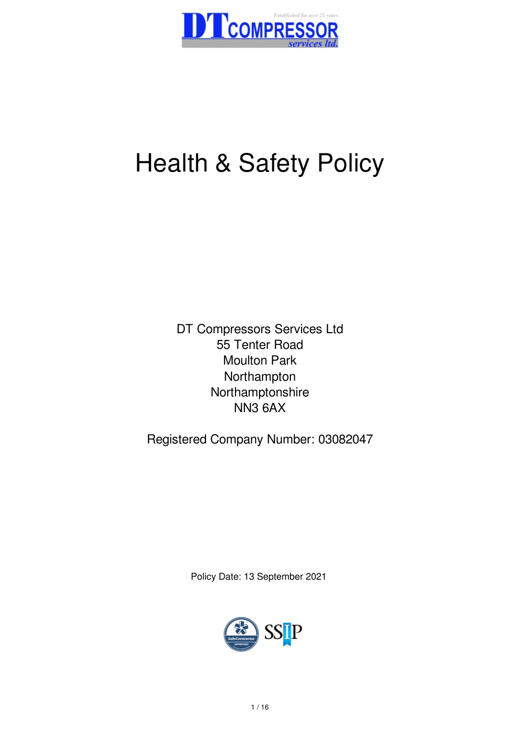# Health & Safety Policy

DT Compressors Services Ltd
55 Tenter Road
Moulton Park
Northampton
Northamptonshire
NN3 6AX

Registered Company Number: 03082047

Policy Date: 13 September 2021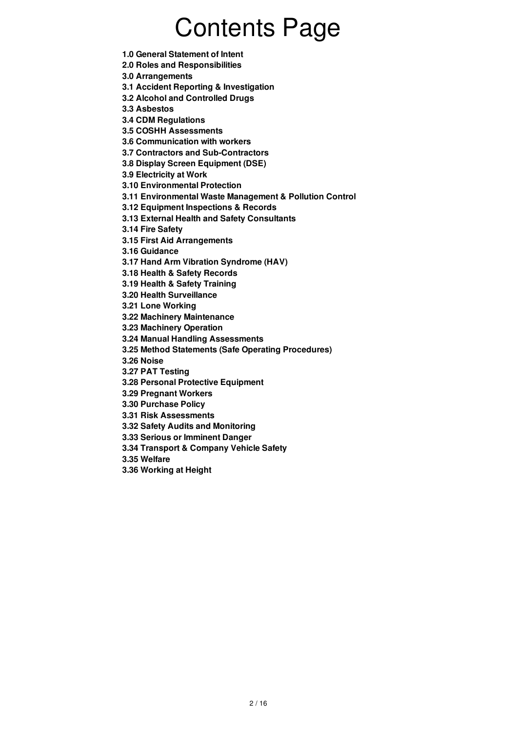# Contents Page

**1.0 General Statement of Intent**

**2.0 Roles and Responsibilities**

**3.0 Arrangements**

**3.1 Accident Reporting & Investigation**

**3.2 Alcohol and Controlled Drugs**

**3.3 Asbestos**

**3.4 CDM Regulations**

**3.5 COSHH Assessments**

**3.6 Communication with workers**

**3.7 Contractors and Sub-Contractors**

**3.8 Display Screen Equipment (DSE)**

**3.9 Electricity at Work**

**3.10 Environmental Protection**

**3.11 Environmental Waste Management & Pollution Control**

**3.12 Equipment Inspections & Records**

**3.13 External Health and Safety Consultants**

**3.14 Fire Safety**

**3.15 First Aid Arrangements**

**3.16 Guidance**

**3.17 Hand Arm Vibration Syndrome (HAV)**

**3.18 Health & Safety Records**

**3.19 Health & Safety Training**

**3.20 Health Surveillance**

**3.21 Lone Working**

**3.22 Machinery Maintenance**

**3.23 Machinery Operation**

**3.24 Manual Handling Assessments**

**3.25 Method Statements (Safe Operating Procedures)**

**3.26 Noise**

**3.27 PAT Testing**

**3.28 Personal Protective Equipment**

**3.29 Pregnant Workers**

**3.30 Purchase Policy**

**3.31 Risk Assessments**

**3.32 Safety Audits and Monitoring**

**3.33 Serious or Imminent Danger**

**3.34 Transport & Company Vehicle Safety**

**3.35 Welfare**

**3.36 Working at Height**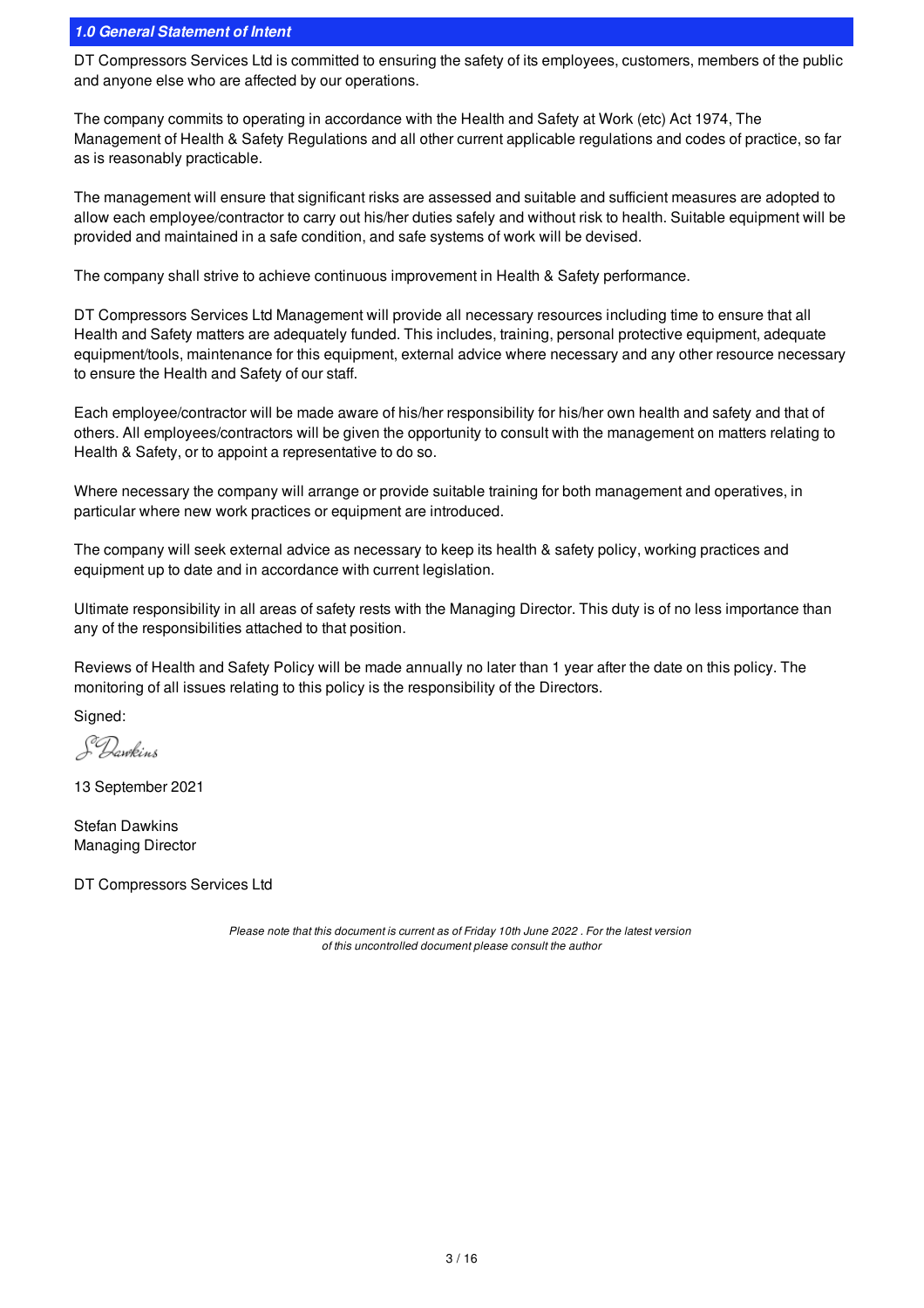## *1.0 General Statement of Intent*

DT Compressors Services Ltd is committed to ensuring the safety of its employees, customers, members of the public and anyone else who are affected by our operations.

The company commits to operating in accordance with the Health and Safety at Work (etc) Act 1974, The Management of Health & Safety Regulations and all other current applicable regulations and codes of practice, so far as is reasonably practicable.

The management will ensure that significant risks are assessed and suitable and sufficient measures are adopted to allow each employee/contractor to carry out his/her duties safely and without risk to health. Suitable equipment will be provided and maintained in a safe condition, and safe systems of work will be devised.

The company shall strive to achieve continuous improvement in Health & Safety performance.

DT Compressors Services Ltd Management will provide all necessary resources including time to ensure that all Health and Safety matters are adequately funded. This includes, training, personal protective equipment, adequate equipment/tools, maintenance for this equipment, external advice where necessary and any other resource necessary to ensure the Health and Safety of our staff.

Each employee/contractor will be made aware of his/her responsibility for his/her own health and safety and that of others. All employees/contractors will be given the opportunity to consult with the management on matters relating to Health & Safety, or to appoint a representative to do so.

Where necessary the company will arrange or provide suitable training for both management and operatives, in particular where new work practices or equipment are introduced.

The company will seek external advice as necessary to keep its health & safety policy, working practices and equipment up to date and in accordance with current legislation.

Ultimate responsibility in all areas of safety rests with the Managing Director. This duty is of no less importance than any of the responsibilities attached to that position.

Reviews of Health and Safety Policy will be made annually no later than 1 year after the date on this policy. The monitoring of all issues relating to this policy is the responsibility of the Directors.

Signed:

S Dawkins

13 September 2021

Stefan Dawkins
Managing Director

DT Compressors Services Ltd

*Please note that this document is current as of Friday 10th June 2022 . For the latest version of this uncontrolled document please consult the author*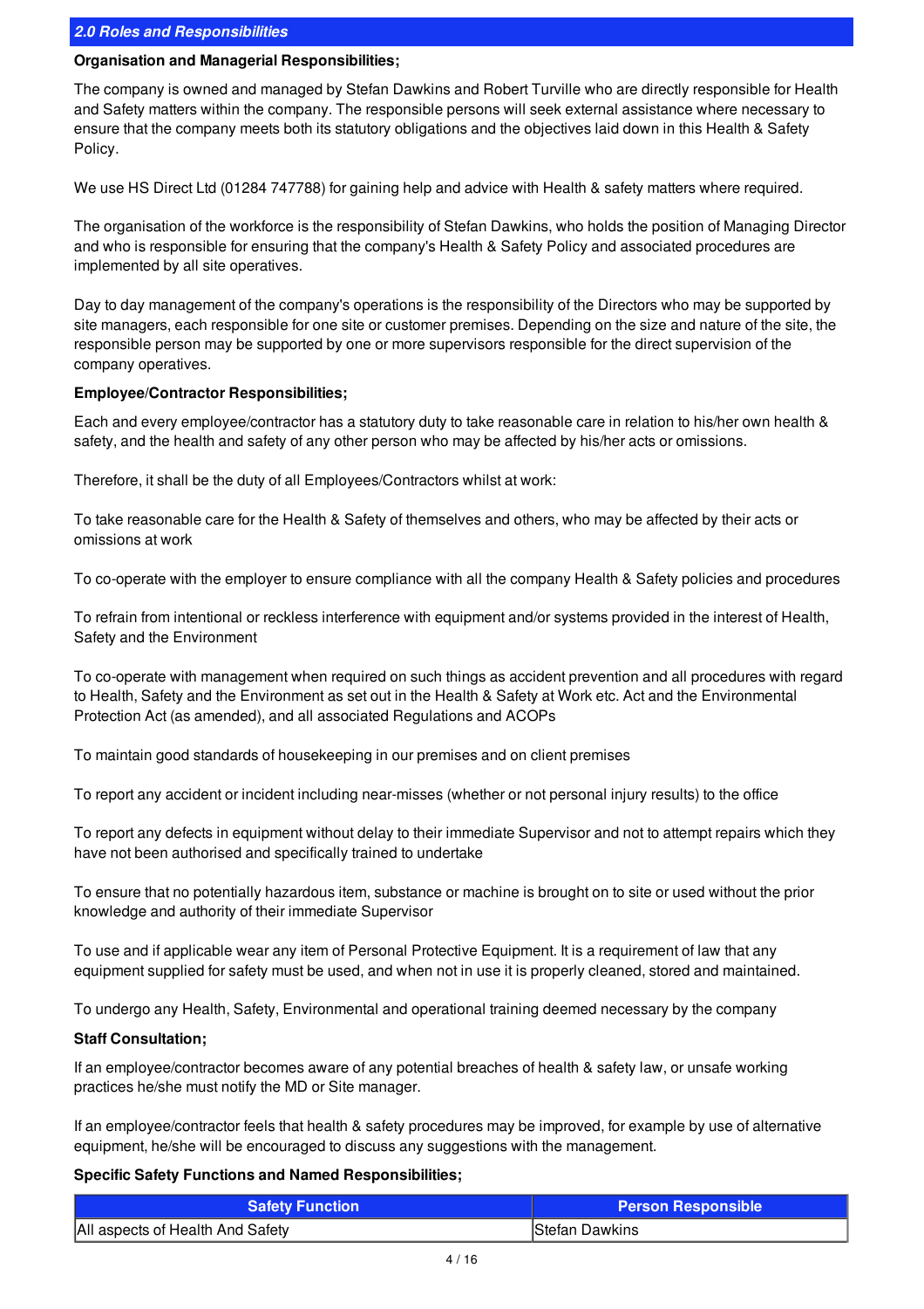## *2.0 Roles and Responsibilities*

**Organisation and Managerial Responsibilities;**

The company is owned and managed by Stefan Dawkins and Robert Turville who are directly responsible for Health and Safety matters within the company. The responsible persons will seek external assistance where necessary to ensure that the company meets both its statutory obligations and the objectives laid down in this Health & Safety Policy.

We use HS Direct Ltd (01284 747788) for gaining help and advice with Health & safety matters where required.

The organisation of the workforce is the responsibility of Stefan Dawkins, who holds the position of Managing Director and who is responsible for ensuring that the company's Health & Safety Policy and associated procedures are implemented by all site operatives.

Day to day management of the company's operations is the responsibility of the Directors who may be supported by site managers, each responsible for one site or customer premises. Depending on the size and nature of the site, the responsible person may be supported by one or more supervisors responsible for the direct supervision of the company operatives.

**Employee/Contractor Responsibilities;**

Each and every employee/contractor has a statutory duty to take reasonable care in relation to his/her own health & safety, and the health and safety of any other person who may be affected by his/her acts or omissions.

Therefore, it shall be the duty of all Employees/Contractors whilst at work:

To take reasonable care for the Health & Safety of themselves and others, who may be affected by their acts or omissions at work

To co-operate with the employer to ensure compliance with all the company Health & Safety policies and procedures

To refrain from intentional or reckless interference with equipment and/or systems provided in the interest of Health, Safety and the Environment

To co-operate with management when required on such things as accident prevention and all procedures with regard to Health, Safety and the Environment as set out in the Health & Safety at Work etc. Act and the Environmental Protection Act (as amended), and all associated Regulations and ACOPs

To maintain good standards of housekeeping in our premises and on client premises

To report any accident or incident including near-misses (whether or not personal injury results) to the office

To report any defects in equipment without delay to their immediate Supervisor and not to attempt repairs which they have not been authorised and specifically trained to undertake

To ensure that no potentially hazardous item, substance or machine is brought on to site or used without the prior knowledge and authority of their immediate Supervisor

To use and if applicable wear any item of Personal Protective Equipment. It is a requirement of law that any equipment supplied for safety must be used, and when not in use it is properly cleaned, stored and maintained.

To undergo any Health, Safety, Environmental and operational training deemed necessary by the company

**Staff Consultation;**

If an employee/contractor becomes aware of any potential breaches of health & safety law, or unsafe working practices he/she must notify the MD or Site manager.

If an employee/contractor feels that health & safety procedures may be improved, for example by use of alternative equipment, he/she will be encouraged to discuss any suggestions with the management.

**Specific Safety Functions and Named Responsibilities;**

| Safety Function | Person Responsible |
|---|---|
| All aspects of Health And Safety | Stefan Dawkins |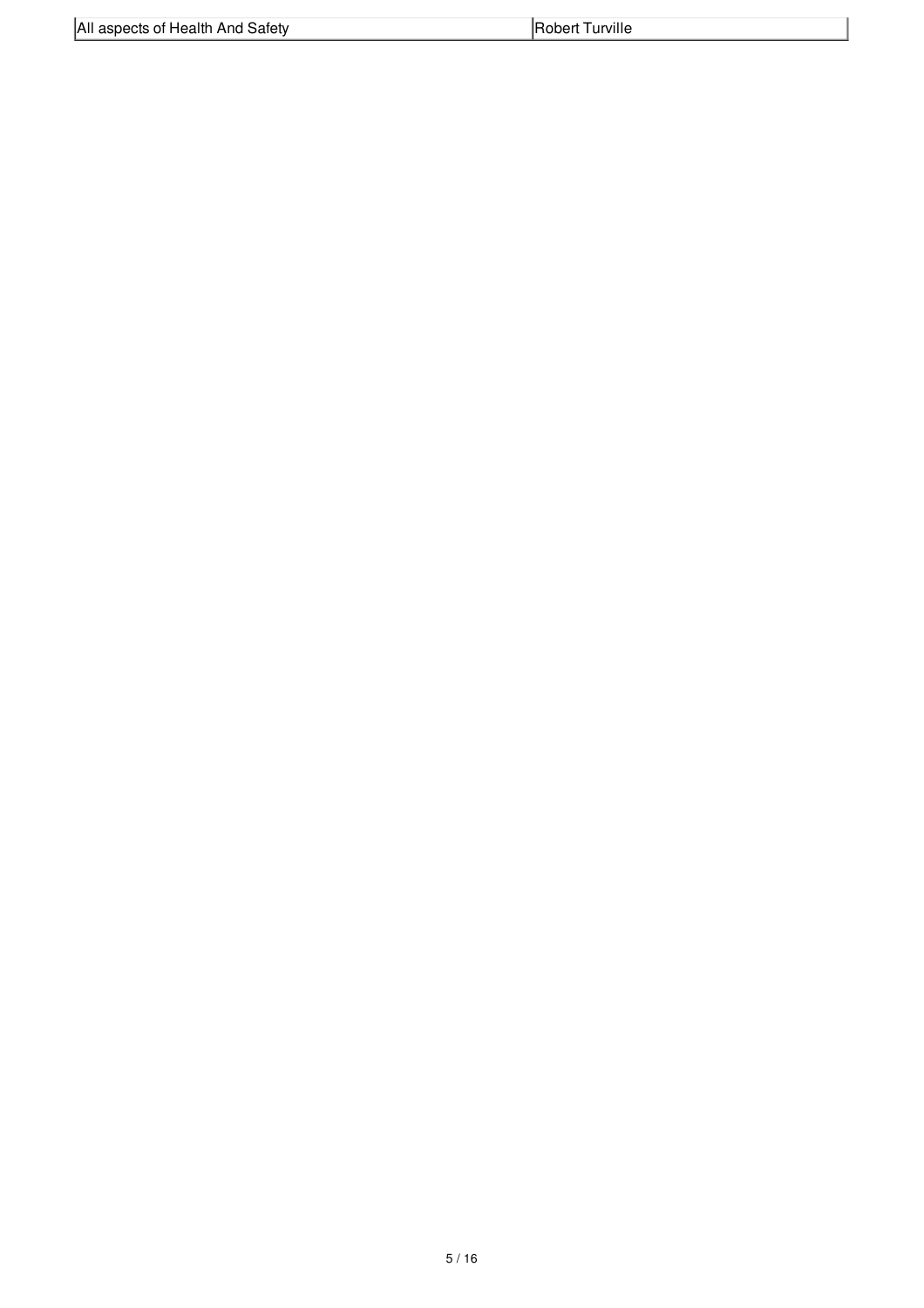| | |
|---|---|
| All aspects of Health And Safety | Robert Turville |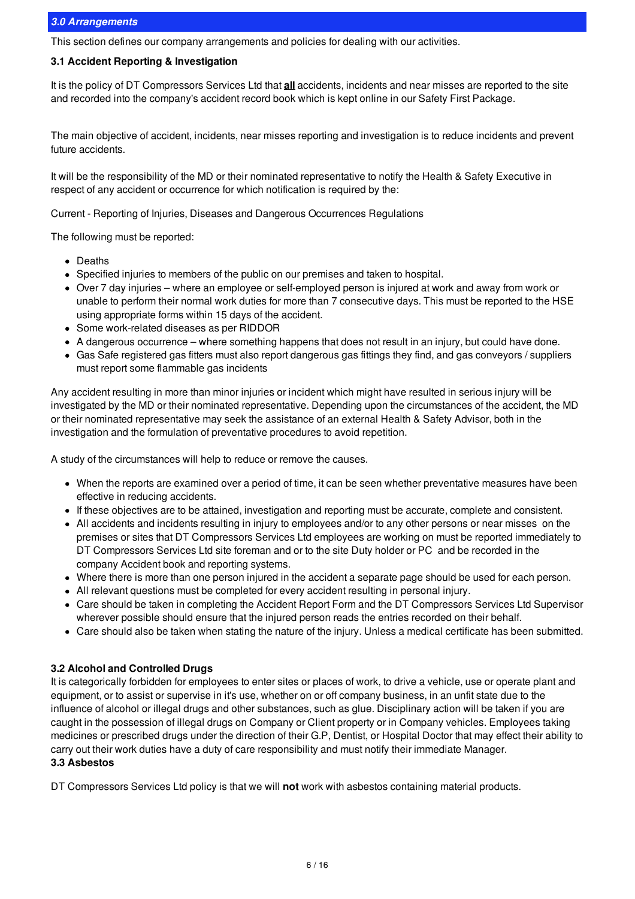## *3.0 Arrangements*

This section defines our company arrangements and policies for dealing with our activities.

### 3.1 Accident Reporting & Investigation

It is the policy of DT Compressors Services Ltd that **all** accidents, incidents and near misses are reported to the site and recorded into the company's accident record book which is kept online in our Safety First Package.

The main objective of accident, incidents, near misses reporting and investigation is to reduce incidents and prevent future accidents.

It will be the responsibility of the MD or their nominated representative to notify the Health & Safety Executive in respect of any accident or occurrence for which notification is required by the:

Current - Reporting of Injuries, Diseases and Dangerous Occurrences Regulations

The following must be reported:

- Deaths
- Specified injuries to members of the public on our premises and taken to hospital.
- Over 7 day injuries – where an employee or self-employed person is injured at work and away from work or unable to perform their normal work duties for more than 7 consecutive days. This must be reported to the HSE using appropriate forms within 15 days of the accident.
- Some work-related diseases as per RIDDOR
- A dangerous occurrence – where something happens that does not result in an injury, but could have done.
- Gas Safe registered gas fitters must also report dangerous gas fittings they find, and gas conveyors / suppliers must report some flammable gas incidents

Any accident resulting in more than minor injuries or incident which might have resulted in serious injury will be investigated by the MD or their nominated representative. Depending upon the circumstances of the accident, the MD or their nominated representative may seek the assistance of an external Health & Safety Advisor, both in the investigation and the formulation of preventative procedures to avoid repetition.

A study of the circumstances will help to reduce or remove the causes.

- When the reports are examined over a period of time, it can be seen whether preventative measures have been effective in reducing accidents.
- If these objectives are to be attained, investigation and reporting must be accurate, complete and consistent.
- All accidents and incidents resulting in injury to employees and/or to any other persons or near misses on the premises or sites that DT Compressors Services Ltd employees are working on must be reported immediately to DT Compressors Services Ltd site foreman and or to the site Duty holder or PC and be recorded in the company Accident book and reporting systems.
- Where there is more than one person injured in the accident a separate page should be used for each person.
- All relevant questions must be completed for every accident resulting in personal injury.
- Care should be taken in completing the Accident Report Form and the DT Compressors Services Ltd Supervisor wherever possible should ensure that the injured person reads the entries recorded on their behalf.
- Care should also be taken when stating the nature of the injury. Unless a medical certificate has been submitted.

### 3.2 Alcohol and Controlled Drugs

It is categorically forbidden for employees to enter sites or places of work, to drive a vehicle, use or operate plant and equipment, or to assist or supervise in it's use, whether on or off company business, in an unfit state due to the influence of alcohol or illegal drugs and other substances, such as glue. Disciplinary action will be taken if you are caught in the possession of illegal drugs on Company or Client property or in Company vehicles. Employees taking medicines or prescribed drugs under the direction of their G.P, Dentist, or Hospital Doctor that may effect their ability to carry out their work duties have a duty of care responsibility and must notify their immediate Manager.

### 3.3 Asbestos

DT Compressors Services Ltd policy is that we will **not** work with asbestos containing material products.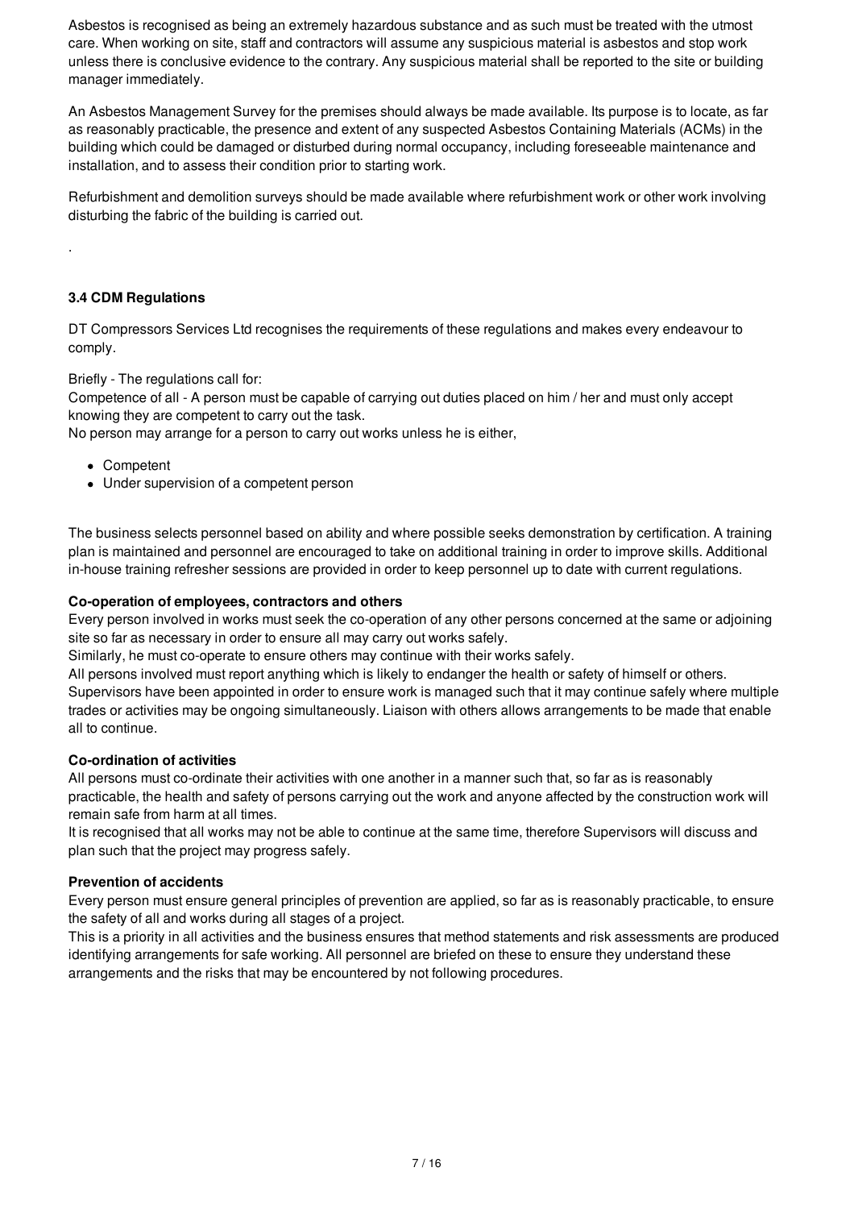Asbestos is recognised as being an extremely hazardous substance and as such must be treated with the utmost care. When working on site, staff and contractors will assume any suspicious material is asbestos and stop work unless there is conclusive evidence to the contrary. Any suspicious material shall be reported to the site or building manager immediately.

An Asbestos Management Survey for the premises should always be made available. Its purpose is to locate, as far as reasonably practicable, the presence and extent of any suspected Asbestos Containing Materials (ACMs) in the building which could be damaged or disturbed during normal occupancy, including foreseeable maintenance and installation, and to assess their condition prior to starting work.

Refurbishment and demolition surveys should be made available where refurbishment work or other work involving disturbing the fabric of the building is carried out.

.

### 3.4 CDM Regulations

DT Compressors Services Ltd recognises the requirements of these regulations and makes every endeavour to comply.

Briefly - The regulations call for:
Competence of all - A person must be capable of carrying out duties placed on him / her and must only accept knowing they are competent to carry out the task.
No person may arrange for a person to carry out works unless he is either,

- Competent
- Under supervision of a competent person

The business selects personnel based on ability and where possible seeks demonstration by certification. A training plan is maintained and personnel are encouraged to take on additional training in order to improve skills. Additional in-house training refresher sessions are provided in order to keep personnel up to date with current regulations.

**Co-operation of employees, contractors and others**
Every person involved in works must seek the co-operation of any other persons concerned at the same or adjoining site so far as necessary in order to ensure all may carry out works safely.
Similarly, he must co-operate to ensure others may continue with their works safely.
All persons involved must report anything which is likely to endanger the health or safety of himself or others.
Supervisors have been appointed in order to ensure work is managed such that it may continue safely where multiple trades or activities may be ongoing simultaneously. Liaison with others allows arrangements to be made that enable all to continue.

**Co-ordination of activities**
All persons must co-ordinate their activities with one another in a manner such that, so far as is reasonably practicable, the health and safety of persons carrying out the work and anyone affected by the construction work will remain safe from harm at all times.
It is recognised that all works may not be able to continue at the same time, therefore Supervisors will discuss and plan such that the project may progress safely.

**Prevention of accidents**
Every person must ensure general principles of prevention are applied, so far as is reasonably practicable, to ensure the safety of all and works during all stages of a project.
This is a priority in all activities and the business ensures that method statements and risk assessments are produced identifying arrangements for safe working. All personnel are briefed on these to ensure they understand these arrangements and the risks that may be encountered by not following procedures.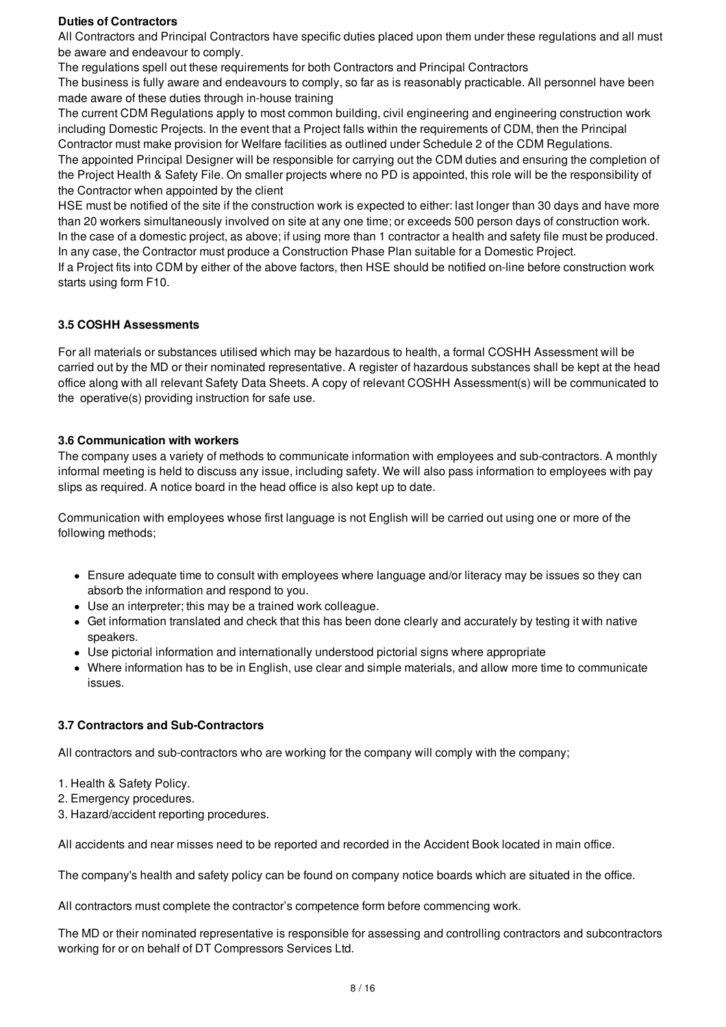**Duties of Contractors**

All Contractors and Principal Contractors have specific duties placed upon them under these regulations and all must be aware and endeavour to comply.

The regulations spell out these requirements for both Contractors and Principal Contractors

The business is fully aware and endeavours to comply, so far as is reasonably practicable. All personnel have been made aware of these duties through in-house training

The current CDM Regulations apply to most common building, civil engineering and engineering construction work including Domestic Projects. In the event that a Project falls within the requirements of CDM, then the Principal Contractor must make provision for Welfare facilities as outlined under Schedule 2 of the CDM Regulations.

The appointed Principal Designer will be responsible for carrying out the CDM duties and ensuring the completion of the Project Health & Safety File. On smaller projects where no PD is appointed, this role will be the responsibility of the Contractor when appointed by the client

HSE must be notified of the site if the construction work is expected to either: last longer than 30 days and have more than 20 workers simultaneously involved on site at any one time; or exceeds 500 person days of construction work. In the case of a domestic project, as above; if using more than 1 contractor a health and safety file must be produced. In any case, the Contractor must produce a Construction Phase Plan suitable for a Domestic Project.

If a Project fits into CDM by either of the above factors, then HSE should be notified on-line before construction work starts using form F10.

### 3.5 COSHH Assessments

For all materials or substances utilised which may be hazardous to health, a formal COSHH Assessment will be carried out by the MD or their nominated representative. A register of hazardous substances shall be kept at the head office along with all relevant Safety Data Sheets. A copy of relevant COSHH Assessment(s) will be communicated to the operative(s) providing instruction for safe use.

### 3.6 Communication with workers

The company uses a variety of methods to communicate information with employees and sub-contractors. A monthly informal meeting is held to discuss any issue, including safety. We will also pass information to employees with pay slips as required. A notice board in the head office is also kept up to date.

Communication with employees whose first language is not English will be carried out using one or more of the following methods;

- Ensure adequate time to consult with employees where language and/or literacy may be issues so they can absorb the information and respond to you.
- Use an interpreter; this may be a trained work colleague.
- Get information translated and check that this has been done clearly and accurately by testing it with native speakers.
- Use pictorial information and internationally understood pictorial signs where appropriate
- Where information has to be in English, use clear and simple materials, and allow more time to communicate issues.

### 3.7 Contractors and Sub-Contractors

All contractors and sub-contractors who are working for the company will comply with the company;

1. Health & Safety Policy.
2. Emergency procedures.
3. Hazard/accident reporting procedures.

All accidents and near misses need to be reported and recorded in the Accident Book located in main office.

The company's health and safety policy can be found on company notice boards which are situated in the office.

All contractors must complete the contractor's competence form before commencing work.

The MD or their nominated representative is responsible for assessing and controlling contractors and subcontractors working for or on behalf of DT Compressors Services Ltd.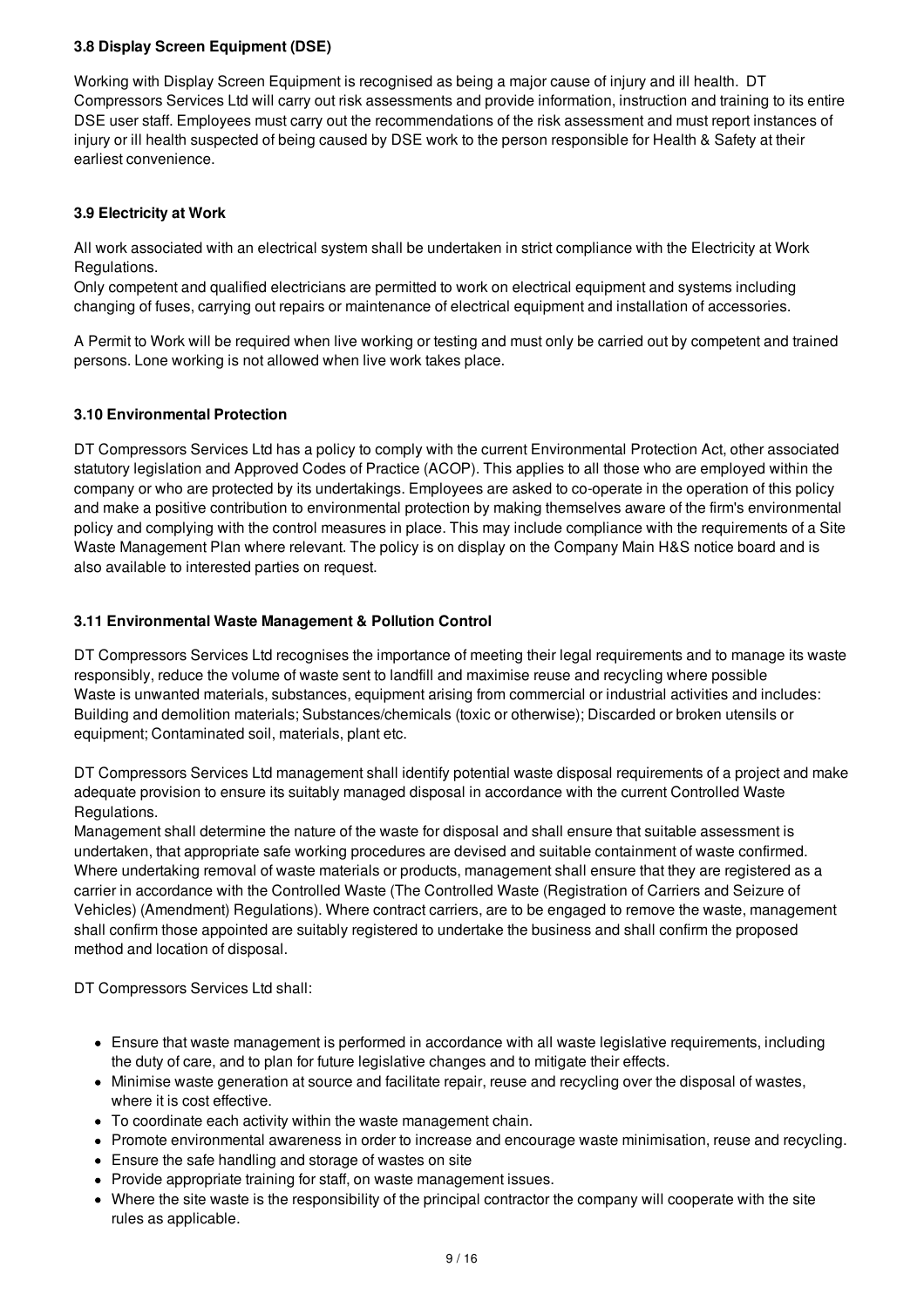### 3.8 Display Screen Equipment (DSE)

Working with Display Screen Equipment is recognised as being a major cause of injury and ill health. DT Compressors Services Ltd will carry out risk assessments and provide information, instruction and training to its entire DSE user staff. Employees must carry out the recommendations of the risk assessment and must report instances of injury or ill health suspected of being caused by DSE work to the person responsible for Health & Safety at their earliest convenience.

### 3.9 Electricity at Work

All work associated with an electrical system shall be undertaken in strict compliance with the Electricity at Work Regulations.
Only competent and qualified electricians are permitted to work on electrical equipment and systems including changing of fuses, carrying out repairs or maintenance of electrical equipment and installation of accessories.

A Permit to Work will be required when live working or testing and must only be carried out by competent and trained persons. Lone working is not allowed when live work takes place.

### 3.10 Environmental Protection

DT Compressors Services Ltd has a policy to comply with the current Environmental Protection Act, other associated statutory legislation and Approved Codes of Practice (ACOP). This applies to all those who are employed within the company or who are protected by its undertakings. Employees are asked to co-operate in the operation of this policy and make a positive contribution to environmental protection by making themselves aware of the firm's environmental policy and complying with the control measures in place. This may include compliance with the requirements of a Site Waste Management Plan where relevant. The policy is on display on the Company Main H&S notice board and is also available to interested parties on request.

### 3.11 Environmental Waste Management & Pollution Control

DT Compressors Services Ltd recognises the importance of meeting their legal requirements and to manage its waste responsibly, reduce the volume of waste sent to landfill and maximise reuse and recycling where possible
Waste is unwanted materials, substances, equipment arising from commercial or industrial activities and includes: Building and demolition materials; Substances/chemicals (toxic or otherwise); Discarded or broken utensils or equipment; Contaminated soil, materials, plant etc.

DT Compressors Services Ltd management shall identify potential waste disposal requirements of a project and make adequate provision to ensure its suitably managed disposal in accordance with the current Controlled Waste Regulations.
Management shall determine the nature of the waste for disposal and shall ensure that suitable assessment is undertaken, that appropriate safe working procedures are devised and suitable containment of waste confirmed.
Where undertaking removal of waste materials or products, management shall ensure that they are registered as a carrier in accordance with the Controlled Waste (The Controlled Waste (Registration of Carriers and Seizure of Vehicles) (Amendment) Regulations). Where contract carriers, are to be engaged to remove the waste, management shall confirm those appointed are suitably registered to undertake the business and shall confirm the proposed method and location of disposal.

DT Compressors Services Ltd shall:

- Ensure that waste management is performed in accordance with all waste legislative requirements, including the duty of care, and to plan for future legislative changes and to mitigate their effects.
- Minimise waste generation at source and facilitate repair, reuse and recycling over the disposal of wastes, where it is cost effective.
- To coordinate each activity within the waste management chain.
- Promote environmental awareness in order to increase and encourage waste minimisation, reuse and recycling.
- Ensure the safe handling and storage of wastes on site
- Provide appropriate training for staff, on waste management issues.
- Where the site waste is the responsibility of the principal contractor the company will cooperate with the site rules as applicable.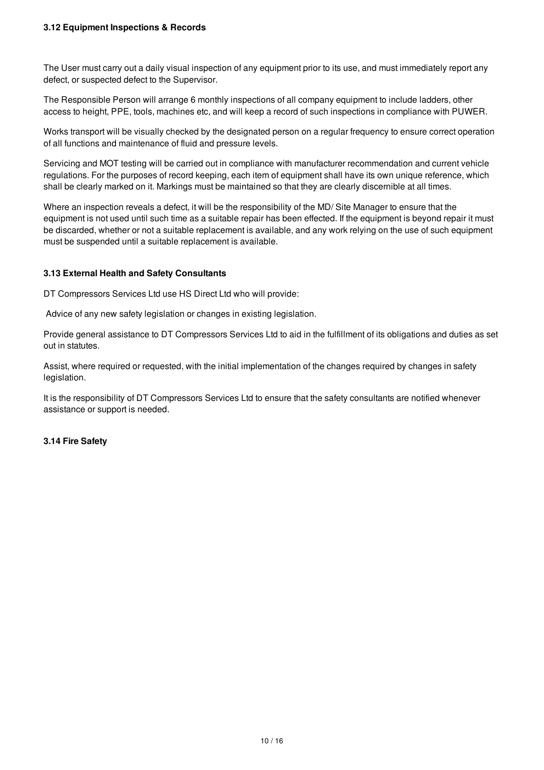### 3.12 Equipment Inspections & Records

The User must carry out a daily visual inspection of any equipment prior to its use, and must immediately report any defect, or suspected defect to the Supervisor.

The Responsible Person will arrange 6 monthly inspections of all company equipment to include ladders, other access to height, PPE, tools, machines etc, and will keep a record of such inspections in compliance with PUWER.

Works transport will be visually checked by the designated person on a regular frequency to ensure correct operation of all functions and maintenance of fluid and pressure levels.

Servicing and MOT testing will be carried out in compliance with manufacturer recommendation and current vehicle regulations. For the purposes of record keeping, each item of equipment shall have its own unique reference, which shall be clearly marked on it. Markings must be maintained so that they are clearly discernible at all times.

Where an inspection reveals a defect, it will be the responsibility of the MD/ Site Manager to ensure that the equipment is not used until such time as a suitable repair has been effected. If the equipment is beyond repair it must be discarded, whether or not a suitable replacement is available, and any work relying on the use of such equipment must be suspended until a suitable replacement is available.

### 3.13 External Health and Safety Consultants

DT Compressors Services Ltd use HS Direct Ltd who will provide:

Advice of any new safety legislation or changes in existing legislation.

Provide general assistance to DT Compressors Services Ltd to aid in the fulfillment of its obligations and duties as set out in statutes.

Assist, where required or requested, with the initial implementation of the changes required by changes in safety legislation.

It is the responsibility of DT Compressors Services Ltd to ensure that the safety consultants are notified whenever assistance or support is needed.

### 3.14 Fire Safety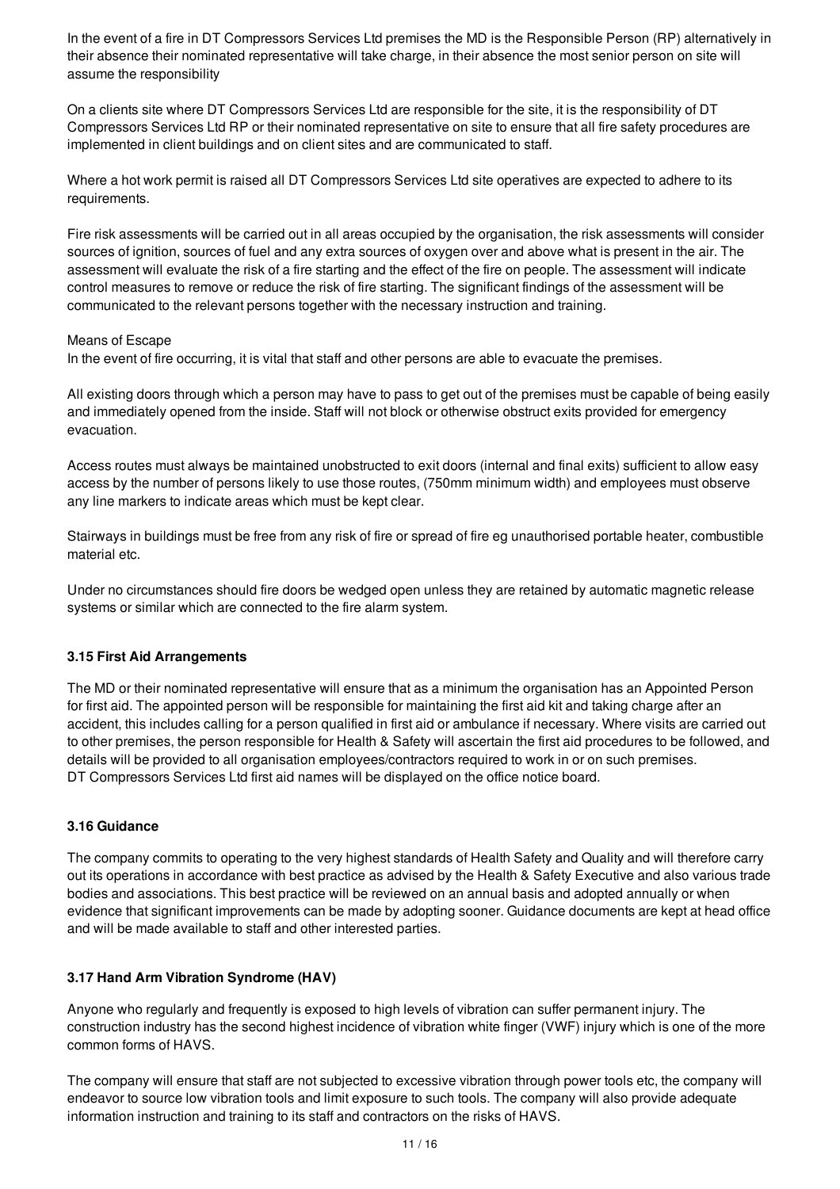In the event of a fire in DT Compressors Services Ltd premises the MD is the Responsible Person (RP) alternatively in their absence their nominated representative will take charge, in their absence the most senior person on site will assume the responsibility

On a clients site where DT Compressors Services Ltd are responsible for the site, it is the responsibility of DT Compressors Services Ltd RP or their nominated representative on site to ensure that all fire safety procedures are implemented in client buildings and on client sites and are communicated to staff.

Where a hot work permit is raised all DT Compressors Services Ltd site operatives are expected to adhere to its requirements.

Fire risk assessments will be carried out in all areas occupied by the organisation, the risk assessments will consider sources of ignition, sources of fuel and any extra sources of oxygen over and above what is present in the air. The assessment will evaluate the risk of a fire starting and the effect of the fire on people. The assessment will indicate control measures to remove or reduce the risk of fire starting. The significant findings of the assessment will be communicated to the relevant persons together with the necessary instruction and training.

Means of Escape

In the event of fire occurring, it is vital that staff and other persons are able to evacuate the premises.

All existing doors through which a person may have to pass to get out of the premises must be capable of being easily and immediately opened from the inside. Staff will not block or otherwise obstruct exits provided for emergency evacuation.

Access routes must always be maintained unobstructed to exit doors (internal and final exits) sufficient to allow easy access by the number of persons likely to use those routes, (750mm minimum width) and employees must observe any line markers to indicate areas which must be kept clear.

Stairways in buildings must be free from any risk of fire or spread of fire eg unauthorised portable heater, combustible material etc.

Under no circumstances should fire doors be wedged open unless they are retained by automatic magnetic release systems or similar which are connected to the fire alarm system.

### 3.15 First Aid Arrangements

The MD or their nominated representative will ensure that as a minimum the organisation has an Appointed Person for first aid. The appointed person will be responsible for maintaining the first aid kit and taking charge after an accident, this includes calling for a person qualified in first aid or ambulance if necessary. Where visits are carried out to other premises, the person responsible for Health & Safety will ascertain the first aid procedures to be followed, and details will be provided to all organisation employees/contractors required to work in or on such premises.
DT Compressors Services Ltd first aid names will be displayed on the office notice board.

### 3.16 Guidance

The company commits to operating to the very highest standards of Health Safety and Quality and will therefore carry out its operations in accordance with best practice as advised by the Health & Safety Executive and also various trade bodies and associations. This best practice will be reviewed on an annual basis and adopted annually or when evidence that significant improvements can be made by adopting sooner. Guidance documents are kept at head office and will be made available to staff and other interested parties.

### 3.17 Hand Arm Vibration Syndrome (HAV)

Anyone who regularly and frequently is exposed to high levels of vibration can suffer permanent injury. The construction industry has the second highest incidence of vibration white finger (VWF) injury which is one of the more common forms of HAVS.

The company will ensure that staff are not subjected to excessive vibration through power tools etc, the company will endeavor to source low vibration tools and limit exposure to such tools. The company will also provide adequate information instruction and training to its staff and contractors on the risks of HAVS.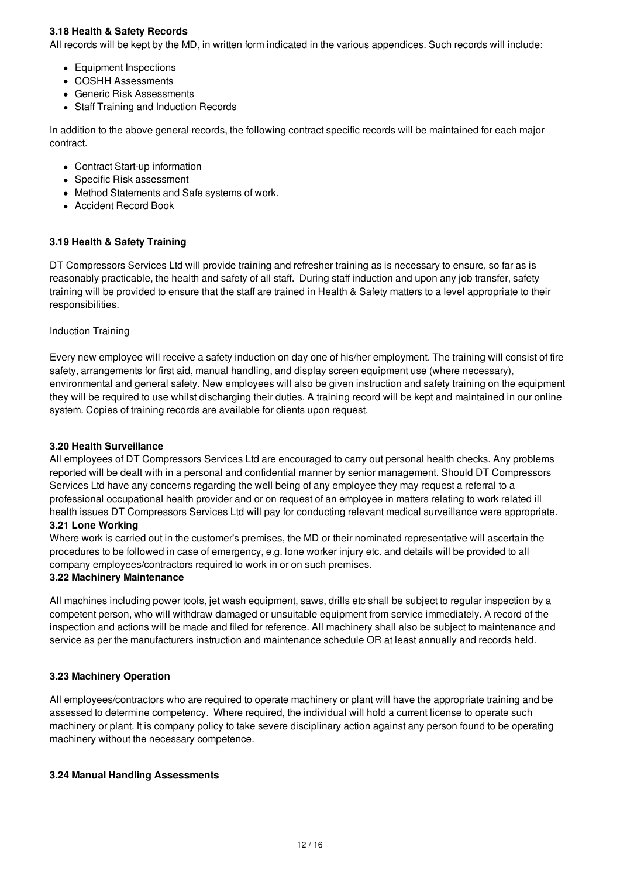### 3.18 Health & Safety Records

All records will be kept by the MD, in written form indicated in the various appendices. Such records will include:

- Equipment Inspections
- COSHH Assessments
- Generic Risk Assessments
- Staff Training and Induction Records

In addition to the above general records, the following contract specific records will be maintained for each major contract.

- Contract Start-up information
- Specific Risk assessment
- Method Statements and Safe systems of work.
- Accident Record Book

### 3.19 Health & Safety Training

DT Compressors Services Ltd will provide training and refresher training as is necessary to ensure, so far as is reasonably practicable, the health and safety of all staff. During staff induction and upon any job transfer, safety training will be provided to ensure that the staff are trained in Health & Safety matters to a level appropriate to their responsibilities.

Induction Training

Every new employee will receive a safety induction on day one of his/her employment. The training will consist of fire safety, arrangements for first aid, manual handling, and display screen equipment use (where necessary), environmental and general safety. New employees will also be given instruction and safety training on the equipment they will be required to use whilst discharging their duties. A training record will be kept and maintained in our online system. Copies of training records are available for clients upon request.

### 3.20 Health Surveillance

All employees of DT Compressors Services Ltd are encouraged to carry out personal health checks. Any problems reported will be dealt with in a personal and confidential manner by senior management. Should DT Compressors Services Ltd have any concerns regarding the well being of any employee they may request a referral to a professional occupational health provider and or on request of an employee in matters relating to work related ill health issues DT Compressors Services Ltd will pay for conducting relevant medical surveillance were appropriate.

### 3.21 Lone Working

Where work is carried out in the customer's premises, the MD or their nominated representative will ascertain the procedures to be followed in case of emergency, e.g. lone worker injury etc. and details will be provided to all company employees/contractors required to work in or on such premises.

### 3.22 Machinery Maintenance

All machines including power tools, jet wash equipment, saws, drills etc shall be subject to regular inspection by a competent person, who will withdraw damaged or unsuitable equipment from service immediately. A record of the inspection and actions will be made and filed for reference. All machinery shall also be subject to maintenance and service as per the manufacturers instruction and maintenance schedule OR at least annually and records held.

### 3.23 Machinery Operation

All employees/contractors who are required to operate machinery or plant will have the appropriate training and be assessed to determine competency. Where required, the individual will hold a current license to operate such machinery or plant. It is company policy to take severe disciplinary action against any person found to be operating machinery without the necessary competence.

### 3.24 Manual Handling Assessments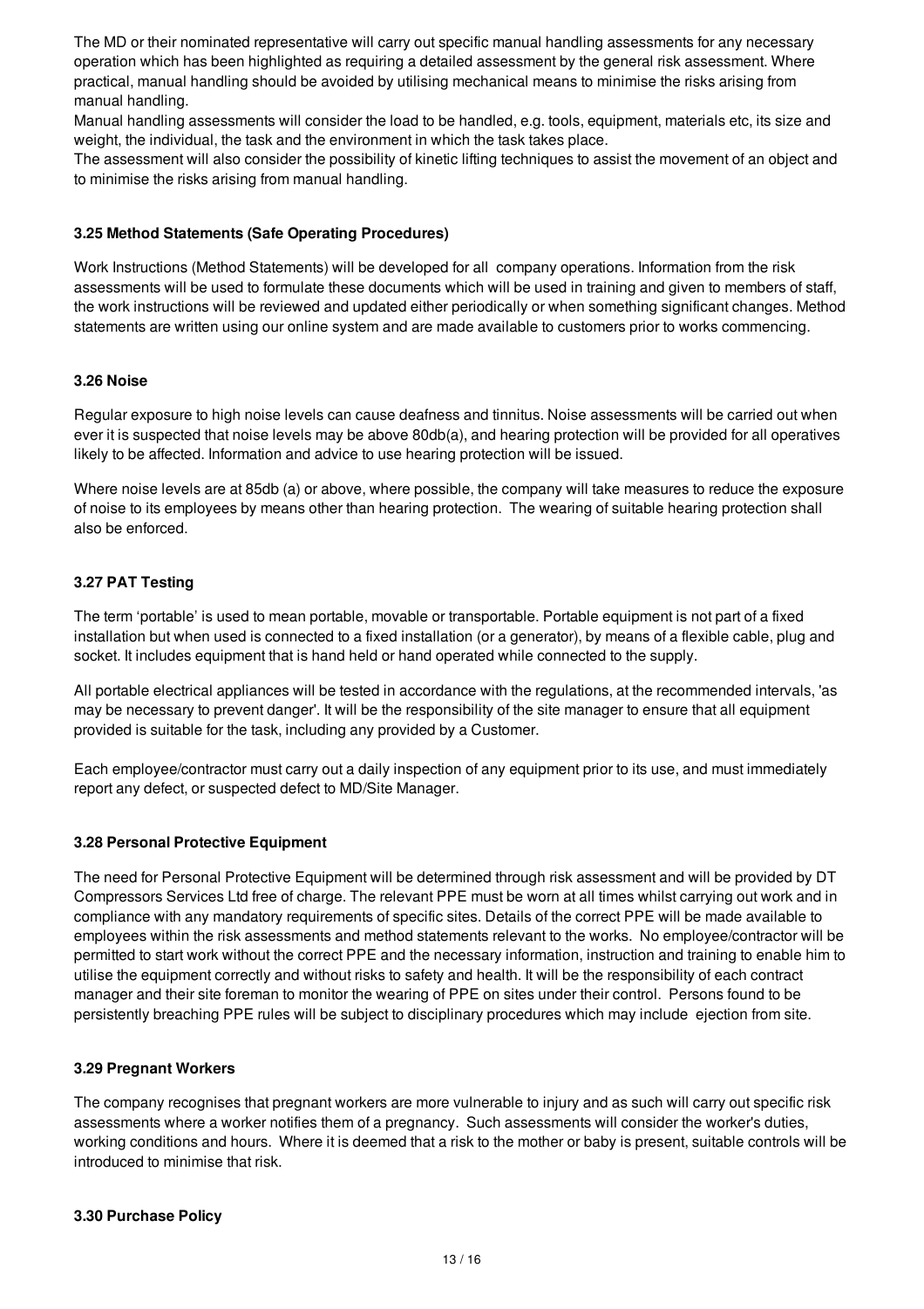The MD or their nominated representative will carry out specific manual handling assessments for any necessary operation which has been highlighted as requiring a detailed assessment by the general risk assessment. Where practical, manual handling should be avoided by utilising mechanical means to minimise the risks arising from manual handling.

Manual handling assessments will consider the load to be handled, e.g. tools, equipment, materials etc, its size and weight, the individual, the task and the environment in which the task takes place.

The assessment will also consider the possibility of kinetic lifting techniques to assist the movement of an object and to minimise the risks arising from manual handling.

### 3.25 Method Statements (Safe Operating Procedures)

Work Instructions (Method Statements) will be developed for all company operations. Information from the risk assessments will be used to formulate these documents which will be used in training and given to members of staff, the work instructions will be reviewed and updated either periodically or when something significant changes. Method statements are written using our online system and are made available to customers prior to works commencing.

### 3.26 Noise

Regular exposure to high noise levels can cause deafness and tinnitus. Noise assessments will be carried out when ever it is suspected that noise levels may be above 80db(a), and hearing protection will be provided for all operatives likely to be affected. Information and advice to use hearing protection will be issued.

Where noise levels are at 85db (a) or above, where possible, the company will take measures to reduce the exposure of noise to its employees by means other than hearing protection. The wearing of suitable hearing protection shall also be enforced.

### 3.27 PAT Testing

The term 'portable' is used to mean portable, movable or transportable. Portable equipment is not part of a fixed installation but when used is connected to a fixed installation (or a generator), by means of a flexible cable, plug and socket. It includes equipment that is hand held or hand operated while connected to the supply.

All portable electrical appliances will be tested in accordance with the regulations, at the recommended intervals, 'as may be necessary to prevent danger'. It will be the responsibility of the site manager to ensure that all equipment provided is suitable for the task, including any provided by a Customer.

Each employee/contractor must carry out a daily inspection of any equipment prior to its use, and must immediately report any defect, or suspected defect to MD/Site Manager.

### 3.28 Personal Protective Equipment

The need for Personal Protective Equipment will be determined through risk assessment and will be provided by DT Compressors Services Ltd free of charge. The relevant PPE must be worn at all times whilst carrying out work and in compliance with any mandatory requirements of specific sites. Details of the correct PPE will be made available to employees within the risk assessments and method statements relevant to the works. No employee/contractor will be permitted to start work without the correct PPE and the necessary information, instruction and training to enable him to utilise the equipment correctly and without risks to safety and health. It will be the responsibility of each contract manager and their site foreman to monitor the wearing of PPE on sites under their control. Persons found to be persistently breaching PPE rules will be subject to disciplinary procedures which may include ejection from site.

### 3.29 Pregnant Workers

The company recognises that pregnant workers are more vulnerable to injury and as such will carry out specific risk assessments where a worker notifies them of a pregnancy. Such assessments will consider the worker's duties, working conditions and hours. Where it is deemed that a risk to the mother or baby is present, suitable controls will be introduced to minimise that risk.

### 3.30 Purchase Policy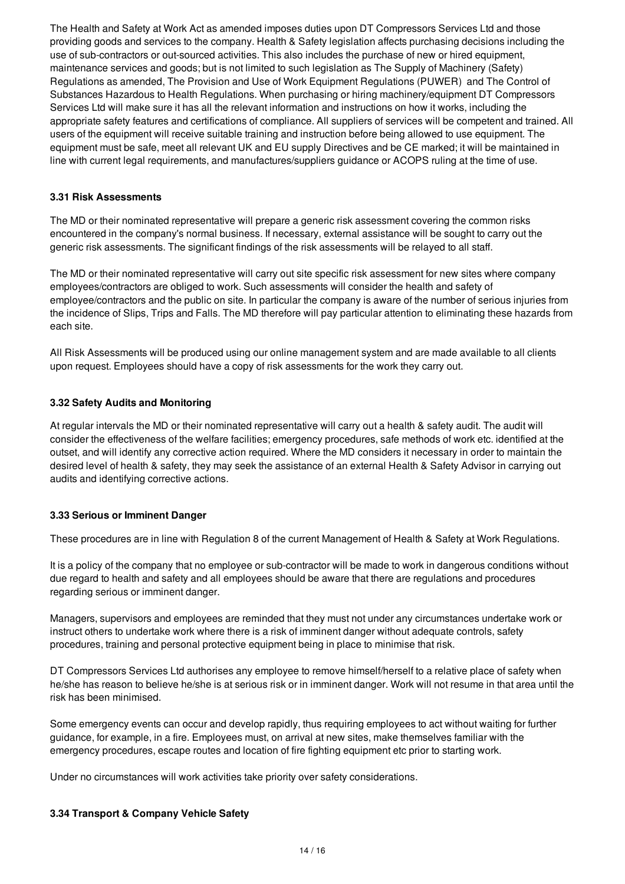The Health and Safety at Work Act as amended imposes duties upon DT Compressors Services Ltd and those providing goods and services to the company. Health & Safety legislation affects purchasing decisions including the use of sub-contractors or out-sourced activities. This also includes the purchase of new or hired equipment, maintenance services and goods; but is not limited to such legislation as The Supply of Machinery (Safety) Regulations as amended, The Provision and Use of Work Equipment Regulations (PUWER) and The Control of Substances Hazardous to Health Regulations. When purchasing or hiring machinery/equipment DT Compressors Services Ltd will make sure it has all the relevant information and instructions on how it works, including the appropriate safety features and certifications of compliance. All suppliers of services will be competent and trained. All users of the equipment will receive suitable training and instruction before being allowed to use equipment. The equipment must be safe, meet all relevant UK and EU supply Directives and be CE marked; it will be maintained in line with current legal requirements, and manufactures/suppliers guidance or ACOPS ruling at the time of use.

### 3.31 Risk Assessments

The MD or their nominated representative will prepare a generic risk assessment covering the common risks encountered in the company's normal business. If necessary, external assistance will be sought to carry out the generic risk assessments. The significant findings of the risk assessments will be relayed to all staff.

The MD or their nominated representative will carry out site specific risk assessment for new sites where company employees/contractors are obliged to work. Such assessments will consider the health and safety of employee/contractors and the public on site. In particular the company is aware of the number of serious injuries from the incidence of Slips, Trips and Falls. The MD therefore will pay particular attention to eliminating these hazards from each site.

All Risk Assessments will be produced using our online management system and are made available to all clients upon request. Employees should have a copy of risk assessments for the work they carry out.

### 3.32 Safety Audits and Monitoring

At regular intervals the MD or their nominated representative will carry out a health & safety audit. The audit will consider the effectiveness of the welfare facilities; emergency procedures, safe methods of work etc. identified at the outset, and will identify any corrective action required. Where the MD considers it necessary in order to maintain the desired level of health & safety, they may seek the assistance of an external Health & Safety Advisor in carrying out audits and identifying corrective actions.

### 3.33 Serious or Imminent Danger

These procedures are in line with Regulation 8 of the current Management of Health & Safety at Work Regulations.

It is a policy of the company that no employee or sub-contractor will be made to work in dangerous conditions without due regard to health and safety and all employees should be aware that there are regulations and procedures regarding serious or imminent danger.

Managers, supervisors and employees are reminded that they must not under any circumstances undertake work or instruct others to undertake work where there is a risk of imminent danger without adequate controls, safety procedures, training and personal protective equipment being in place to minimise that risk.

DT Compressors Services Ltd authorises any employee to remove himself/herself to a relative place of safety when he/she has reason to believe he/she is at serious risk or in imminent danger. Work will not resume in that area until the risk has been minimised.

Some emergency events can occur and develop rapidly, thus requiring employees to act without waiting for further guidance, for example, in a fire. Employees must, on arrival at new sites, make themselves familiar with the emergency procedures, escape routes and location of fire fighting equipment etc prior to starting work.

Under no circumstances will work activities take priority over safety considerations.

### 3.34 Transport & Company Vehicle Safety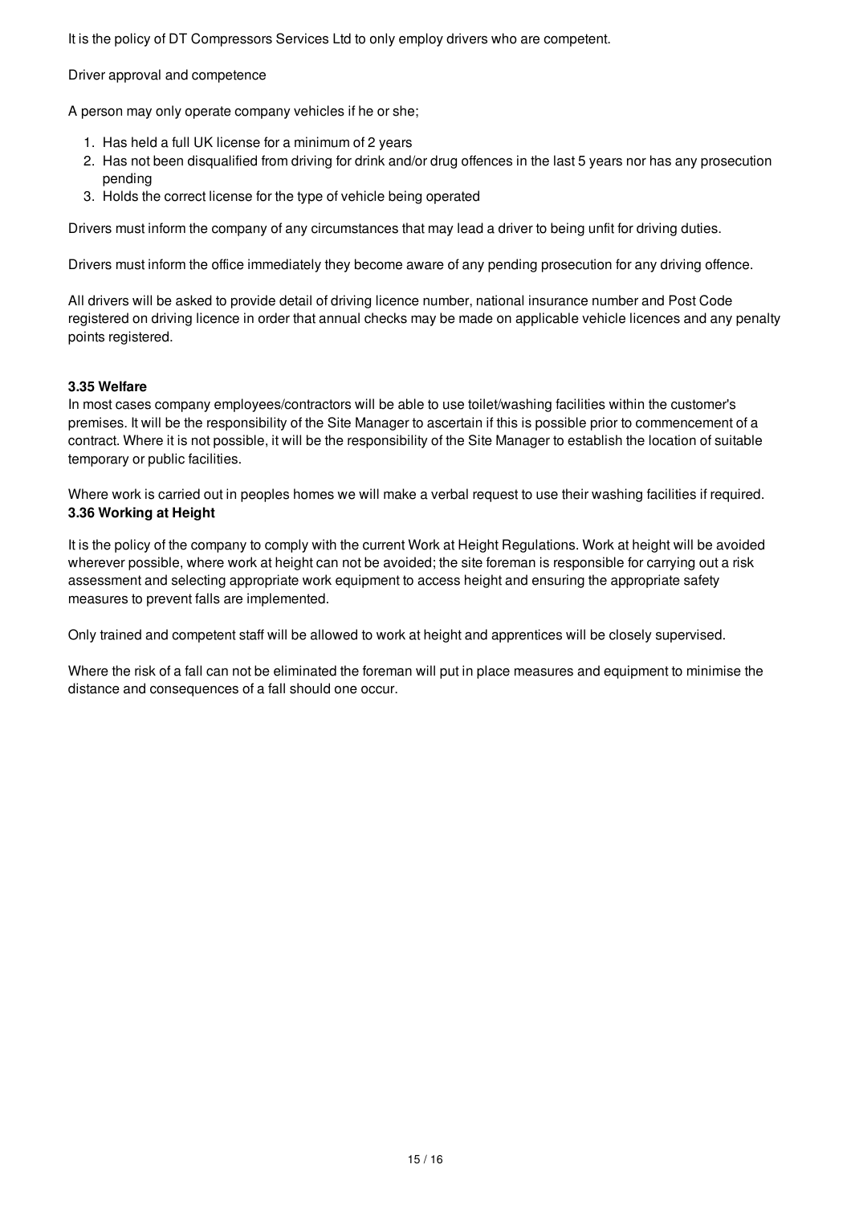It is the policy of DT Compressors Services Ltd to only employ drivers who are competent.

Driver approval and competence

A person may only operate company vehicles if he or she;

1. Has held a full UK license for a minimum of 2 years
2. Has not been disqualified from driving for drink and/or drug offences in the last 5 years nor has any prosecution pending
3. Holds the correct license for the type of vehicle being operated

Drivers must inform the company of any circumstances that may lead a driver to being unfit for driving duties.

Drivers must inform the office immediately they become aware of any pending prosecution for any driving offence.

All drivers will be asked to provide detail of driving licence number, national insurance number and Post Code registered on driving licence in order that annual checks may be made on applicable vehicle licences and any penalty points registered.

**3.35 Welfare**

In most cases company employees/contractors will be able to use toilet/washing facilities within the customer's premises. It will be the responsibility of the Site Manager to ascertain if this is possible prior to commencement of a contract. Where it is not possible, it will be the responsibility of the Site Manager to establish the location of suitable temporary or public facilities.

Where work is carried out in peoples homes we will make a verbal request to use their washing facilities if required.

**3.36 Working at Height**

It is the policy of the company to comply with the current Work at Height Regulations. Work at height will be avoided wherever possible, where work at height can not be avoided; the site foreman is responsible for carrying out a risk assessment and selecting appropriate work equipment to access height and ensuring the appropriate safety measures to prevent falls are implemented.

Only trained and competent staff will be allowed to work at height and apprentices will be closely supervised.

Where the risk of a fall can not be eliminated the foreman will put in place measures and equipment to minimise the distance and consequences of a fall should one occur.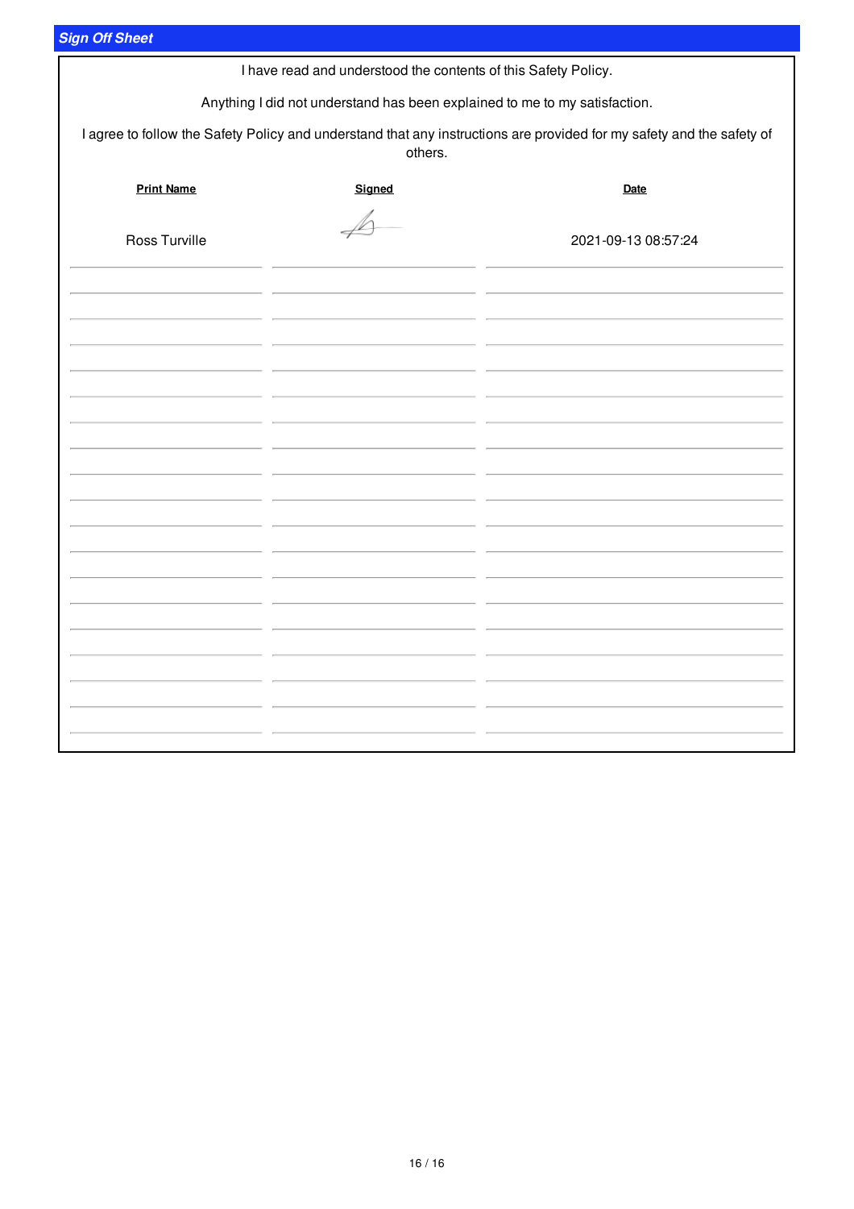## *Sign Off Sheet*

I have read and understood the contents of this Safety Policy.

Anything I did not understand has been explained to me to my satisfaction.

I agree to follow the Safety Policy and understand that any instructions are provided for my safety and the safety of others.

| Print Name | Signed | Date |
|---|---|---|
| Ross Turville | | 2021-09-13 08:57:24 |
| | | |
| | | |
| | | |
| | | |
| | | |
| | | |
| | | |
| | | |
| | | |
| | | |
| | | |
| | | |
| | | |
| | | |
| | | |
| | | |
| | | |
| | | |